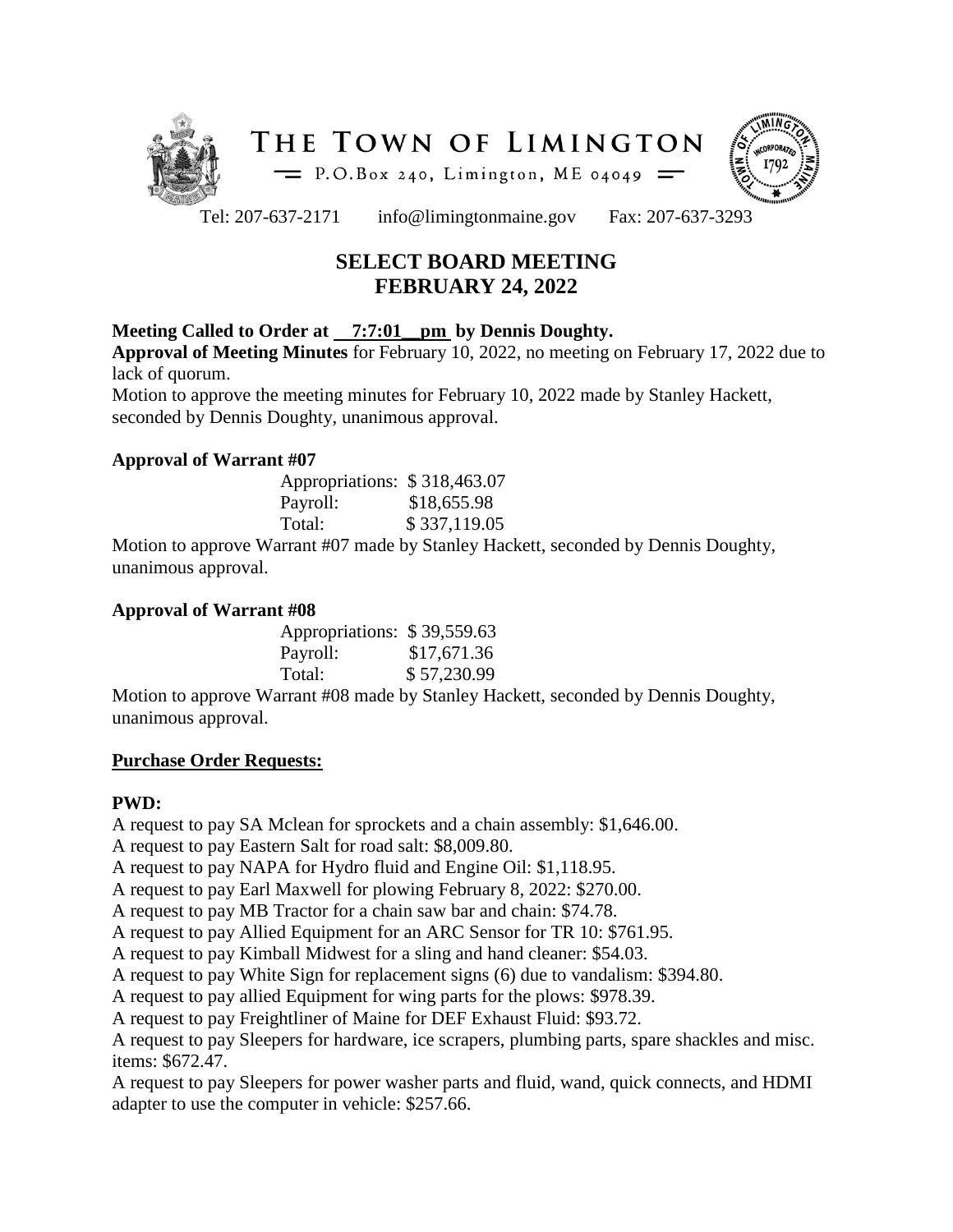# THE TOWN OF LIMINGTON

P.O.Box 240, Limington, ME 04049

Tel: 207-637-2171 info@limingtonmaine.gov Fax: 207-637-3293

## SELECT BOARD MEETING
## FEBRUARY 24, 2022

**Meeting Called to Order at 7:7:01__pm by Dennis Doughty.**

**Approval of Meeting Minutes** for February 10, 2022, no meeting on February 17, 2022 due to lack of quorum.

Motion to approve the meeting minutes for February 10, 2022 made by Stanley Hackett, seconded by Dennis Doughty, unanimous approval.

### Approval of Warrant #07

| | |
|---|---|
| Appropriations: | $ 318,463.07 |
| Payroll: | $18,655.98 |
| Total: | $ 337,119.05 |

Motion to approve Warrant #07 made by Stanley Hackett, seconded by Dennis Doughty, unanimous approval.

### Approval of Warrant #08

| | |
|---|---|
| Appropriations: | $ 39,559.63 |
| Payroll: | $17,671.36 |
| Total: | $ 57,230.99 |

Motion to approve Warrant #08 made by Stanley Hackett, seconded by Dennis Doughty, unanimous approval.

### Purchase Order Requests:

**PWD:**

A request to pay SA Mclean for sprockets and a chain assembly: $1,646.00.

A request to pay Eastern Salt for road salt: $8,009.80.

A request to pay NAPA for Hydro fluid and Engine Oil: $1,118.95.

A request to pay Earl Maxwell for plowing February 8, 2022: $270.00.

A request to pay MB Tractor for a chain saw bar and chain: $74.78.

A request to pay Allied Equipment for an ARC Sensor for TR 10: $761.95.

A request to pay Kimball Midwest for a sling and hand cleaner: $54.03.

A request to pay White Sign for replacement signs (6) due to vandalism: $394.80.

A request to pay allied Equipment for wing parts for the plows: $978.39.

A request to pay Freightliner of Maine for DEF Exhaust Fluid: $93.72.

A request to pay Sleepers for hardware, ice scrapers, plumbing parts, spare shackles and misc. items: $672.47.

A request to pay Sleepers for power washer parts and fluid, wand, quick connects, and HDMI adapter to use the computer in vehicle: $257.66.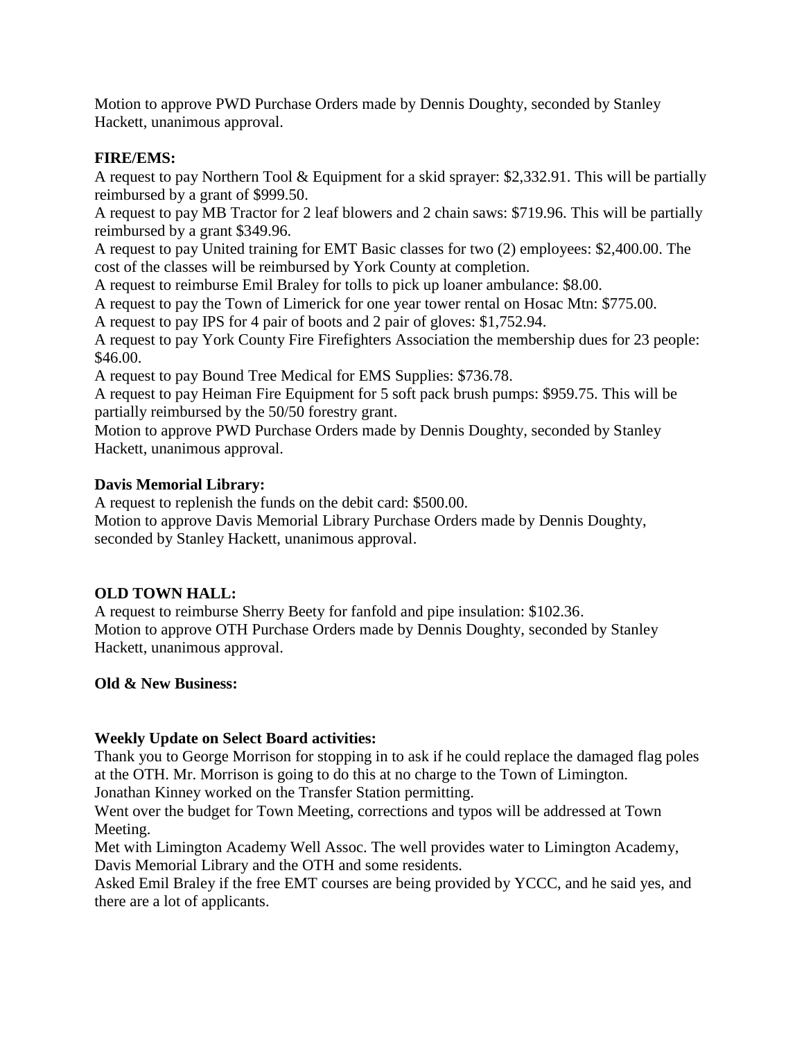Motion to approve PWD Purchase Orders made by Dennis Doughty, seconded by Stanley Hackett, unanimous approval.

**FIRE/EMS:**

A request to pay Northern Tool & Equipment for a skid sprayer: $2,332.91. This will be partially reimbursed by a grant of $999.50.
A request to pay MB Tractor for 2 leaf blowers and 2 chain saws: $719.96. This will be partially reimbursed by a grant $349.96.
A request to pay United training for EMT Basic classes for two (2) employees: $2,400.00. The cost of the classes will be reimbursed by York County at completion.
A request to reimburse Emil Braley for tolls to pick up loaner ambulance: $8.00.
A request to pay the Town of Limerick for one year tower rental on Hosac Mtn: $775.00.
A request to pay IPS for 4 pair of boots and 2 pair of gloves: $1,752.94.
A request to pay York County Fire Firefighters Association the membership dues for 23 people: $46.00.
A request to pay Bound Tree Medical for EMS Supplies: $736.78.
A request to pay Heiman Fire Equipment for 5 soft pack brush pumps: $959.75. This will be partially reimbursed by the 50/50 forestry grant.
Motion to approve PWD Purchase Orders made by Dennis Doughty, seconded by Stanley Hackett, unanimous approval.

**Davis Memorial Library:**

A request to replenish the funds on the debit card: $500.00.
Motion to approve Davis Memorial Library Purchase Orders made by Dennis Doughty, seconded by Stanley Hackett, unanimous approval.

**OLD TOWN HALL:**

A request to reimburse Sherry Beety for fanfold and pipe insulation: $102.36.
Motion to approve OTH Purchase Orders made by Dennis Doughty, seconded by Stanley Hackett, unanimous approval.

**Old & New Business:**

**Weekly Update on Select Board activities:**

Thank you to George Morrison for stopping in to ask if he could replace the damaged flag poles at the OTH. Mr. Morrison is going to do this at no charge to the Town of Limington.
Jonathan Kinney worked on the Transfer Station permitting.
Went over the budget for Town Meeting, corrections and typos will be addressed at Town Meeting.
Met with Limington Academy Well Assoc. The well provides water to Limington Academy, Davis Memorial Library and the OTH and some residents.
Asked Emil Braley if the free EMT courses are being provided by YCCC, and he said yes, and there are a lot of applicants.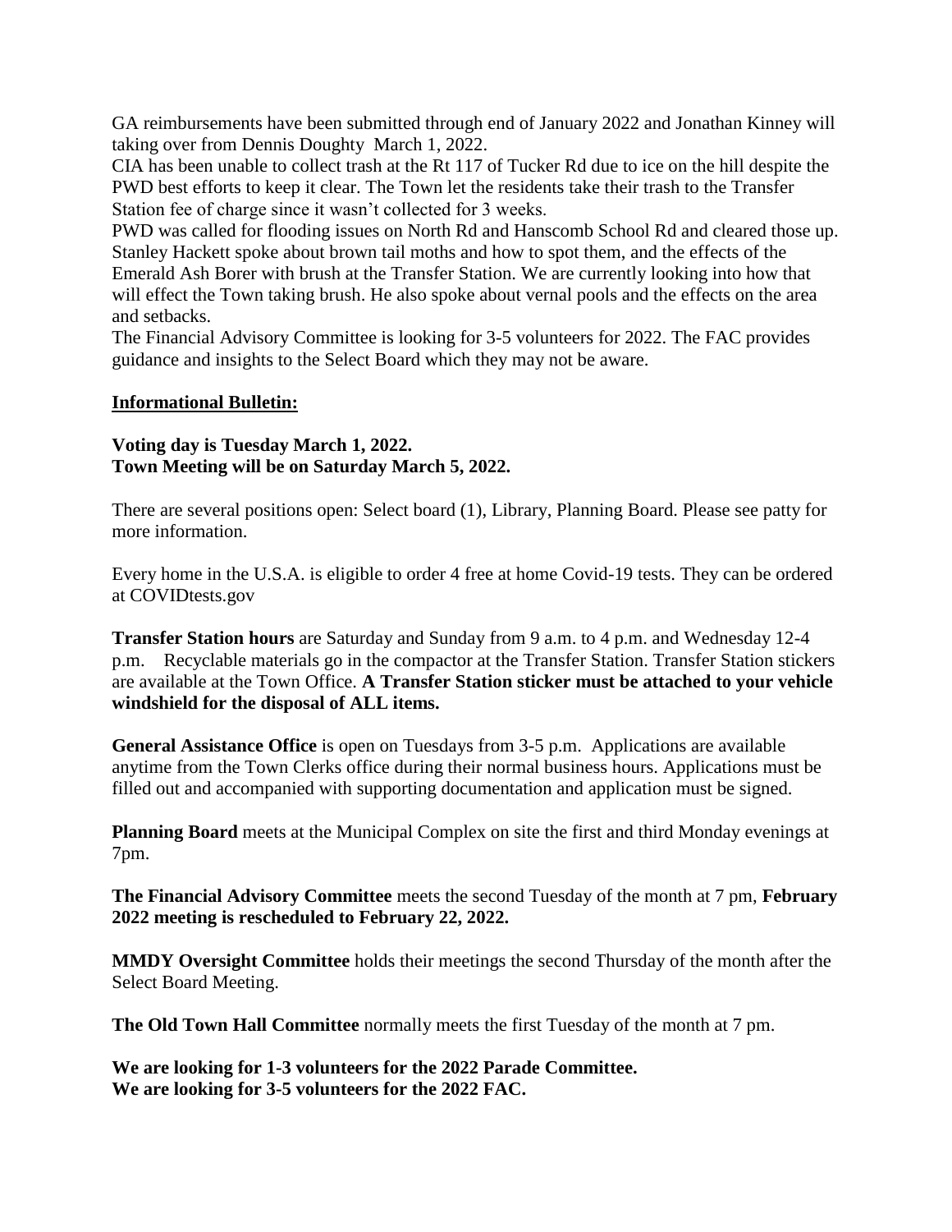GA reimbursements have been submitted through end of January 2022 and Jonathan Kinney will taking over from Dennis Doughty March 1, 2022.
CIA has been unable to collect trash at the Rt 117 of Tucker Rd due to ice on the hill despite the PWD best efforts to keep it clear. The Town let the residents take their trash to the Transfer Station fee of charge since it wasn't collected for 3 weeks.
PWD was called for flooding issues on North Rd and Hanscomb School Rd and cleared those up.
Stanley Hackett spoke about brown tail moths and how to spot them, and the effects of the Emerald Ash Borer with brush at the Transfer Station. We are currently looking into how that will effect the Town taking brush. He also spoke about vernal pools and the effects on the area and setbacks.
The Financial Advisory Committee is looking for 3-5 volunteers for 2022. The FAC provides guidance and insights to the Select Board which they may not be aware.

**Informational Bulletin:**

**Voting day is Tuesday March 1, 2022.**
**Town Meeting will be on Saturday March 5, 2022.**

There are several positions open: Select board (1), Library, Planning Board. Please see patty for more information.

Every home in the U.S.A. is eligible to order 4 free at home Covid-19 tests. They can be ordered at COVIDtests.gov

**Transfer Station hours** are Saturday and Sunday from 9 a.m. to 4 p.m. and Wednesday 12-4 p.m. Recyclable materials go in the compactor at the Transfer Station. Transfer Station stickers are available at the Town Office. **A Transfer Station sticker must be attached to your vehicle windshield for the disposal of ALL items.**

**General Assistance Office** is open on Tuesdays from 3-5 p.m. Applications are available anytime from the Town Clerks office during their normal business hours. Applications must be filled out and accompanied with supporting documentation and application must be signed.

**Planning Board** meets at the Municipal Complex on site the first and third Monday evenings at 7pm.

**The Financial Advisory Committee** meets the second Tuesday of the month at 7 pm, **February 2022 meeting is rescheduled to February 22, 2022.**

**MMDY Oversight Committee** holds their meetings the second Thursday of the month after the Select Board Meeting.

**The Old Town Hall Committee** normally meets the first Tuesday of the month at 7 pm.

**We are looking for 1-3 volunteers for the 2022 Parade Committee.**
**We are looking for 3-5 volunteers for the 2022 FAC.**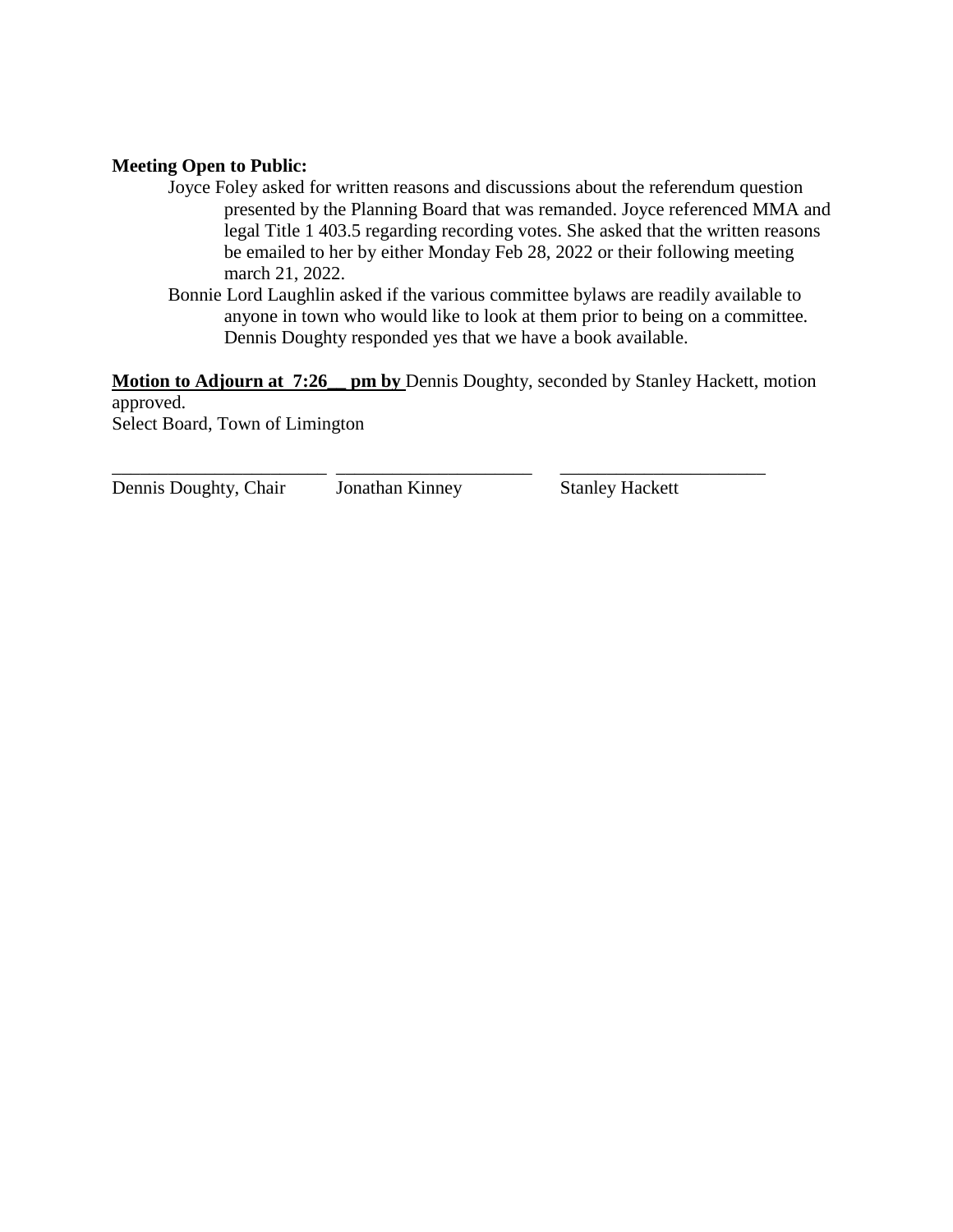**Meeting Open to Public:**

Joyce Foley asked for written reasons and discussions about the referendum question presented by the Planning Board that was remanded. Joyce referenced MMA and legal Title 1 403.5 regarding recording votes. She asked that the written reasons be emailed to her by either Monday Feb 28, 2022 or their following meeting march 21, 2022.

Bonnie Lord Laughlin asked if the various committee bylaws are readily available to anyone in town who would like to look at them prior to being on a committee. Dennis Doughty responded yes that we have a book available.

**Motion to Adjourn at 7:26__ pm by** Dennis Doughty, seconded by Stanley Hackett, motion approved.

Select Board, Town of Limington

| | | |
|---|---|---|
| _______________________ | _____________________ | _____________________ |
| Dennis Doughty, Chair | Jonathan Kinney | Stanley Hackett |